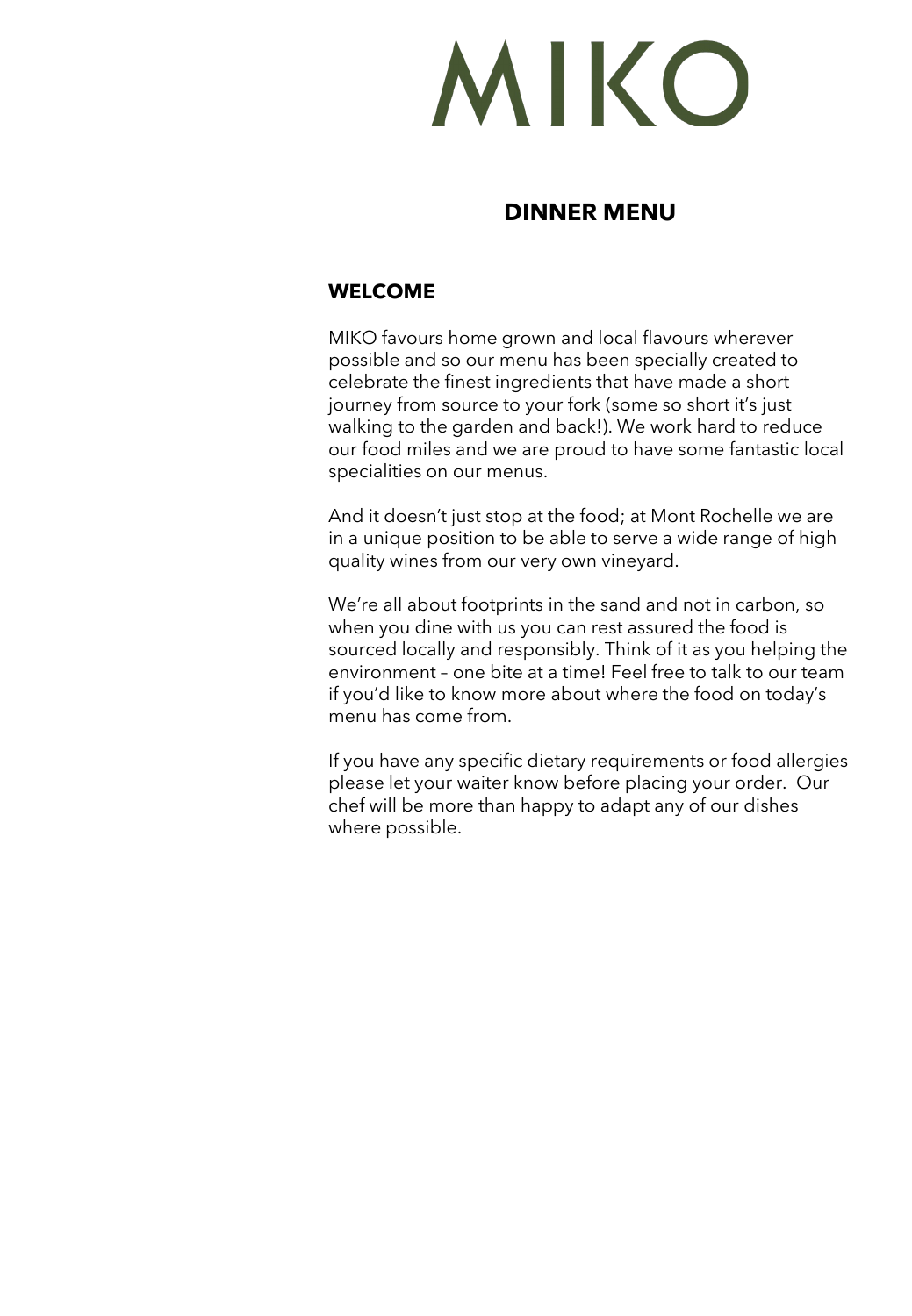# MIKO

## DINNER MENU

### WELCOME

MIKO favours home grown and local flavours wherever possible and so our menu has been specially created to celebrate the finest ingredients that have made a short journey from source to your fork (some so short it's just walking to the garden and back!). We work hard to reduce our food miles and we are proud to have some fantastic local specialities on our menus.

And it doesn't just stop at the food; at Mont Rochelle we are in a unique position to be able to serve a wide range of high quality wines from our very own vineyard.

We're all about footprints in the sand and not in carbon, so when you dine with us you can rest assured the food is sourced locally and responsibly. Think of it as you helping the environment – one bite at a time! Feel free to talk to our team if you'd like to know more about where the food on today's menu has come from.

If you have any specific dietary requirements or food allergies please let your waiter know before placing your order. Our chef will be more than happy to adapt any of our dishes where possible.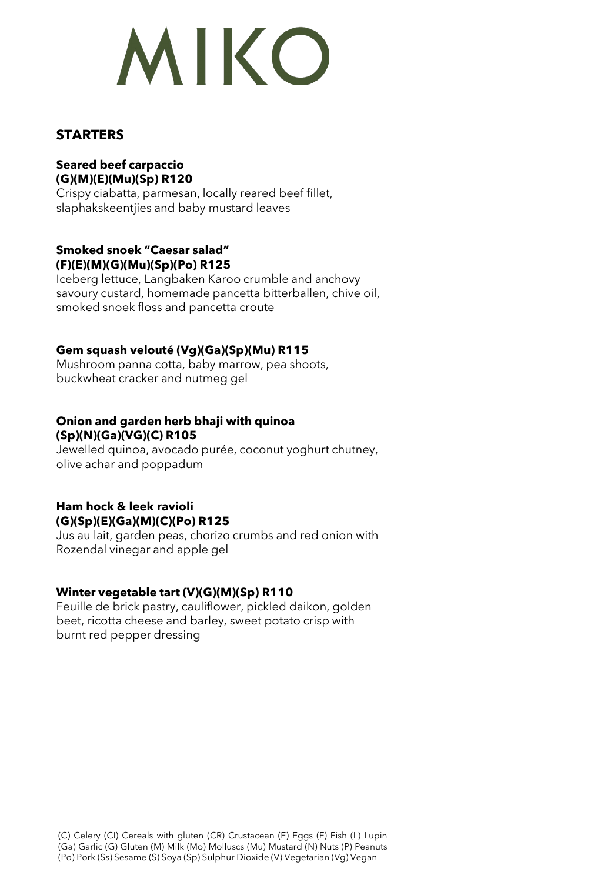# MIKO

## STARTERS

**Seared beef carpaccio (G)(M)(E)(Mu)(Sp) R120**
Crispy ciabatta, parmesan, locally reared beef fillet, slaphakskeentjies and baby mustard leaves

**Smoked snoek "Caesar salad" (F)(E)(M)(G)(Mu)(Sp)(Po) R125**
Iceberg lettuce, Langbaken Karoo crumble and anchovy savoury custard, homemade pancetta bitterballen, chive oil, smoked snoek floss and pancetta croute

**Gem squash velouté (Vg)(Ga)(Sp)(Mu) R115**
Mushroom panna cotta, baby marrow, pea shoots, buckwheat cracker and nutmeg gel

**Onion and garden herb bhaji with quinoa (Sp)(N)(Ga)(VG)(C) R105**
Jewelled quinoa, avocado purée, coconut yoghurt chutney, olive achar and poppadum

**Ham hock & leek ravioli (G)(Sp)(E)(Ga)(M)(C)(Po) R125**
Jus au lait, garden peas, chorizo crumbs and red onion with Rozendal vinegar and apple gel

**Winter vegetable tart (V)(G)(M)(Sp) R110**
Feuille de brick pastry, cauliflower, pickled daikon, golden beet, ricotta cheese and barley, sweet potato crisp with burnt red pepper dressing

(C) Celery (Cl) Cereals with gluten (CR) Crustacean (E) Eggs (F) Fish (L) Lupin (Ga) Garlic (G) Gluten (M) Milk (Mo) Molluscs (Mu) Mustard (N) Nuts (P) Peanuts (Po) Pork (Ss) Sesame (S) Soya (Sp) Sulphur Dioxide (V) Vegetarian (Vg) Vegan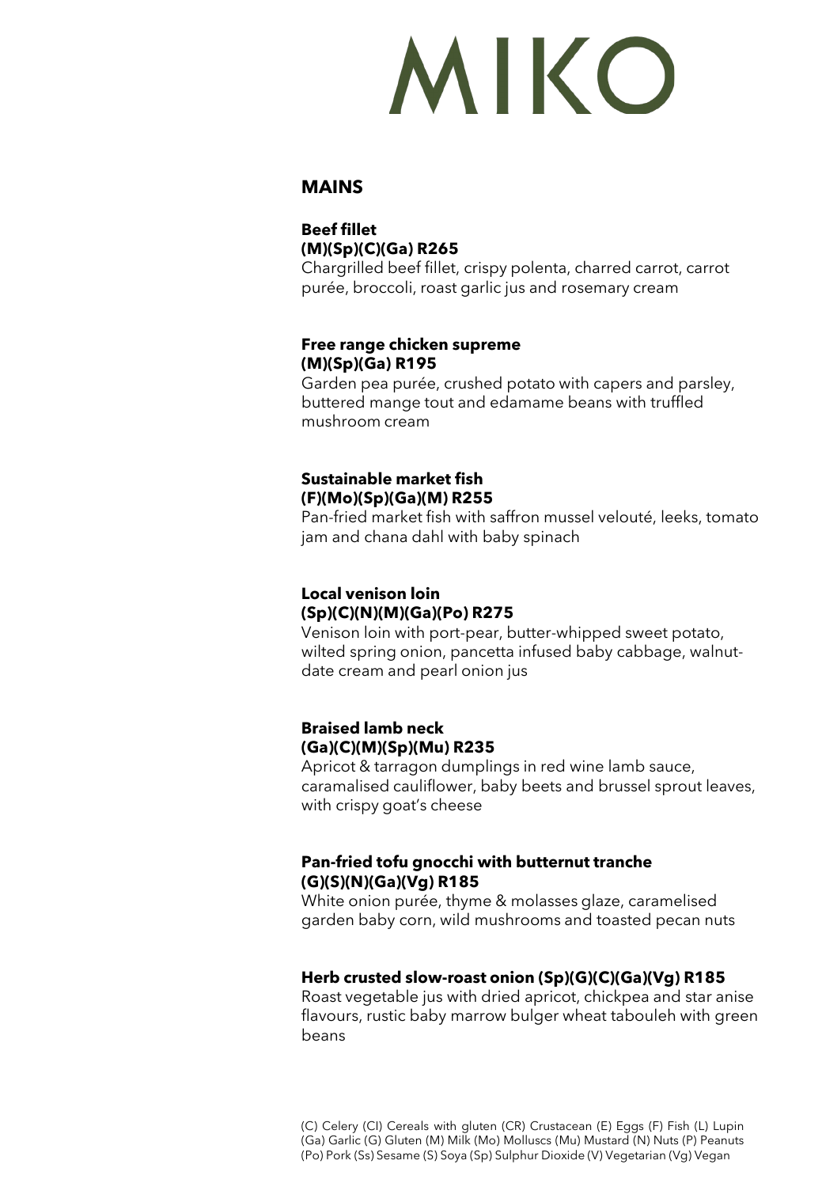# MIKO

## MAINS

**Beef fillet**
**(M)(Sp)(C)(Ga) R265**
Chargrilled beef fillet, crispy polenta, charred carrot, carrot purée, broccoli, roast garlic jus and rosemary cream

**Free range chicken supreme**
**(M)(Sp)(Ga) R195**
Garden pea purée, crushed potato with capers and parsley, buttered mange tout and edamame beans with truffled mushroom cream

**Sustainable market fish**
**(F)(Mo)(Sp)(Ga)(M) R255**
Pan-fried market fish with saffron mussel velouté, leeks, tomato jam and chana dahl with baby spinach

**Local venison loin**
**(Sp)(C)(N)(M)(Ga)(Po) R275**
Venison loin with port-pear, butter-whipped sweet potato, wilted spring onion, pancetta infused baby cabbage, walnut-date cream and pearl onion jus

**Braised lamb neck**
**(Ga)(C)(M)(Sp)(Mu) R235**
Apricot & tarragon dumplings in red wine lamb sauce, caramalised cauliflower, baby beets and brussel sprout leaves, with crispy goat's cheese

**Pan-fried tofu gnocchi with butternut tranche**
**(G)(S)(N)(Ga)(Vg) R185**
White onion purée, thyme & molasses glaze, caramelised garden baby corn, wild mushrooms and toasted pecan nuts

**Herb crusted slow-roast onion (Sp)(G)(C)(Ga)(Vg) R185**
Roast vegetable jus with dried apricot, chickpea and star anise flavours, rustic baby marrow bulger wheat tabouleh with green beans

(C) Celery (Cl) Cereals with gluten (CR) Crustacean (E) Eggs (F) Fish (L) Lupin (Ga) Garlic (G) Gluten (M) Milk (Mo) Molluscs (Mu) Mustard (N) Nuts (P) Peanuts (Po) Pork (Ss) Sesame (S) Soya (Sp) Sulphur Dioxide (V) Vegetarian (Vg) Vegan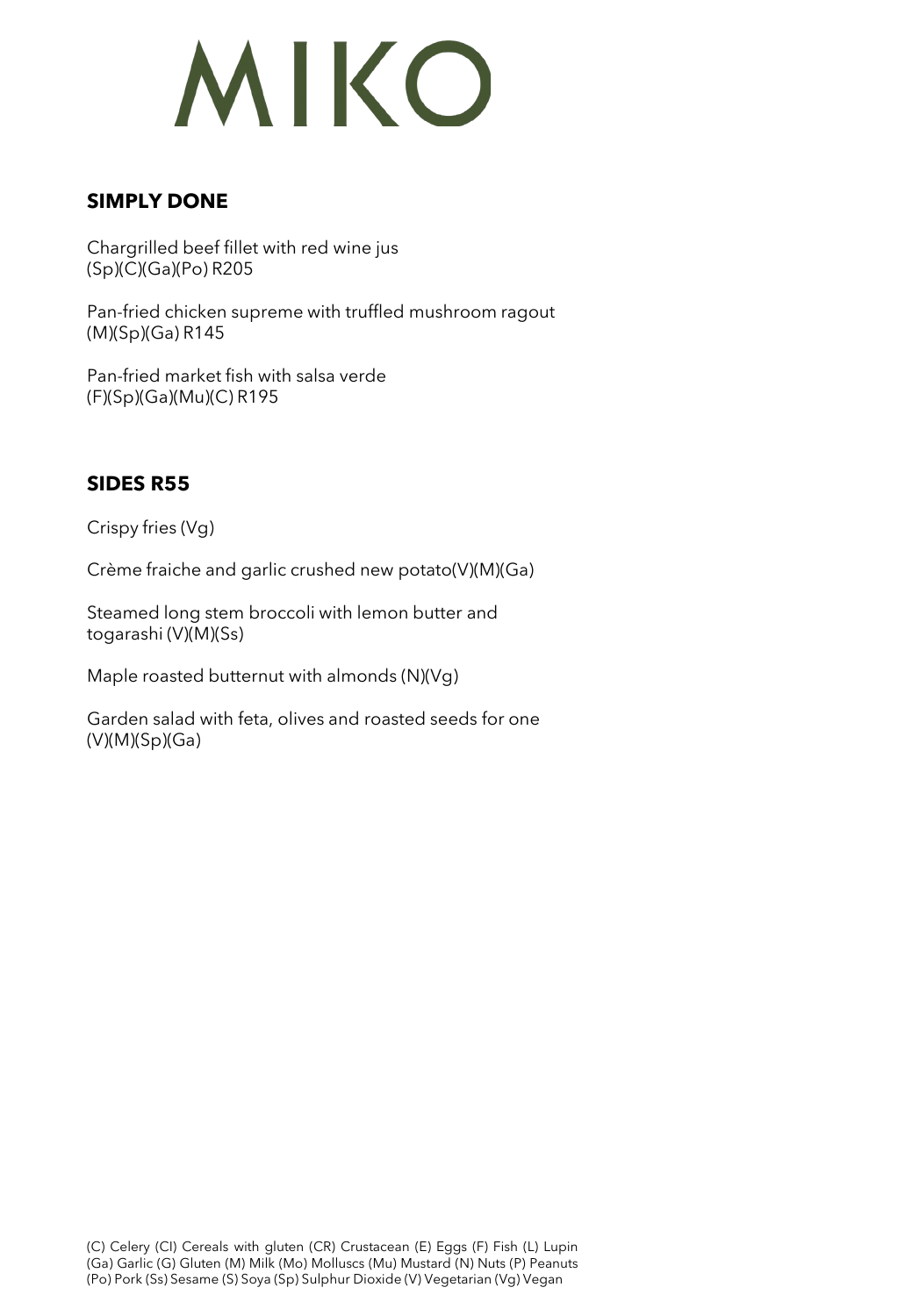# MIKO

## SIMPLY DONE

Chargrilled beef fillet with red wine jus
(Sp)(C)(Ga)(Po) R205

Pan-fried chicken supreme with truffled mushroom ragout
(M)(Sp)(Ga) R145

Pan-fried market fish with salsa verde
(F)(Sp)(Ga)(Mu)(C) R195

## SIDES R55

Crispy fries (Vg)

Crème fraiche and garlic crushed new potato(V)(M)(Ga)

Steamed long stem broccoli with lemon butter and togarashi (V)(M)(Ss)

Maple roasted butternut with almonds (N)(Vg)

Garden salad with feta, olives and roasted seeds for one
(V)(M)(Sp)(Ga)

(C) Celery (Cl) Cereals with gluten (CR) Crustacean (E) Eggs (F) Fish (L) Lupin (Ga) Garlic (G) Gluten (M) Milk (Mo) Molluscs (Mu) Mustard (N) Nuts (P) Peanuts (Po) Pork (Ss) Sesame (S) Soya (Sp) Sulphur Dioxide (V) Vegetarian (Vg) Vegan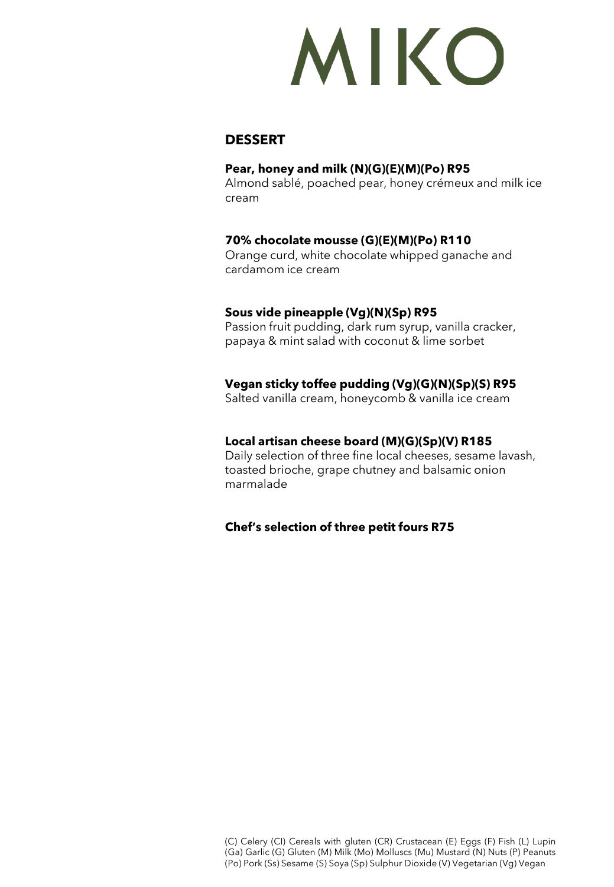# MIKO

## DESSERT

**Pear, honey and milk (N)(G)(E)(M)(Po) R95**
Almond sablé, poached pear, honey crémeux and milk ice cream

**70% chocolate mousse (G)(E)(M)(Po) R110**
Orange curd, white chocolate whipped ganache and cardamom ice cream

**Sous vide pineapple (Vg)(N)(Sp) R95**
Passion fruit pudding, dark rum syrup, vanilla cracker, papaya & mint salad with coconut & lime sorbet

**Vegan sticky toffee pudding (Vg)(G)(N)(Sp)(S) R95**
Salted vanilla cream, honeycomb & vanilla ice cream

**Local artisan cheese board (M)(G)(Sp)(V) R185**
Daily selection of three fine local cheeses, sesame lavash, toasted brioche, grape chutney and balsamic onion marmalade

**Chef's selection of three petit fours R75**

(C) Celery (Cl) Cereals with gluten (CR) Crustacean (E) Eggs (F) Fish (L) Lupin (Ga) Garlic (G) Gluten (M) Milk (Mo) Molluscs (Mu) Mustard (N) Nuts (P) Peanuts (Po) Pork (Ss) Sesame (S) Soya (Sp) Sulphur Dioxide (V) Vegetarian (Vg) Vegan